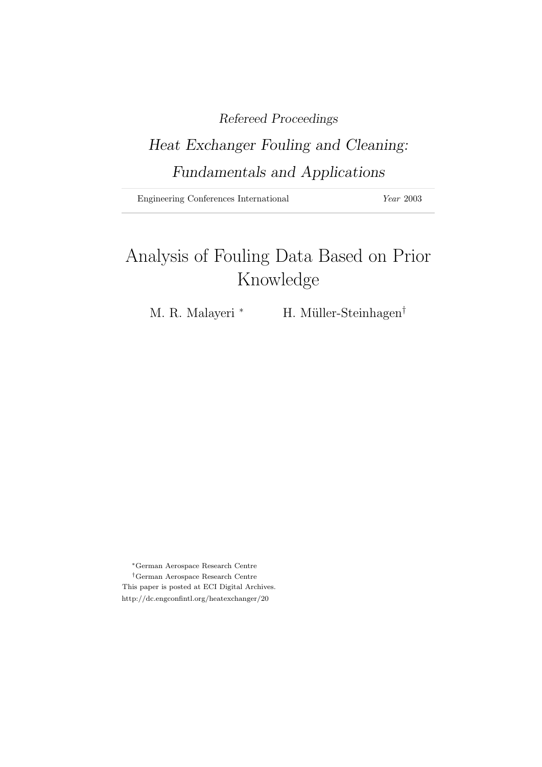*Refereed Proceedings*

*Heat Exchanger Fouling and Cleaning: Fundamentals and Applications*

Engineering Conferences International *Year* 2003

# Analysis of Fouling Data Based on Prior Knowledge

M. R. Malayeri [*] H. Müller-Steinhagen[†]

[*]German Aerospace Research Centre

[†]German Aerospace Research Centre

This paper is posted at ECI Digital Archives.

http://dc.engconfintl.org/heatexchanger/20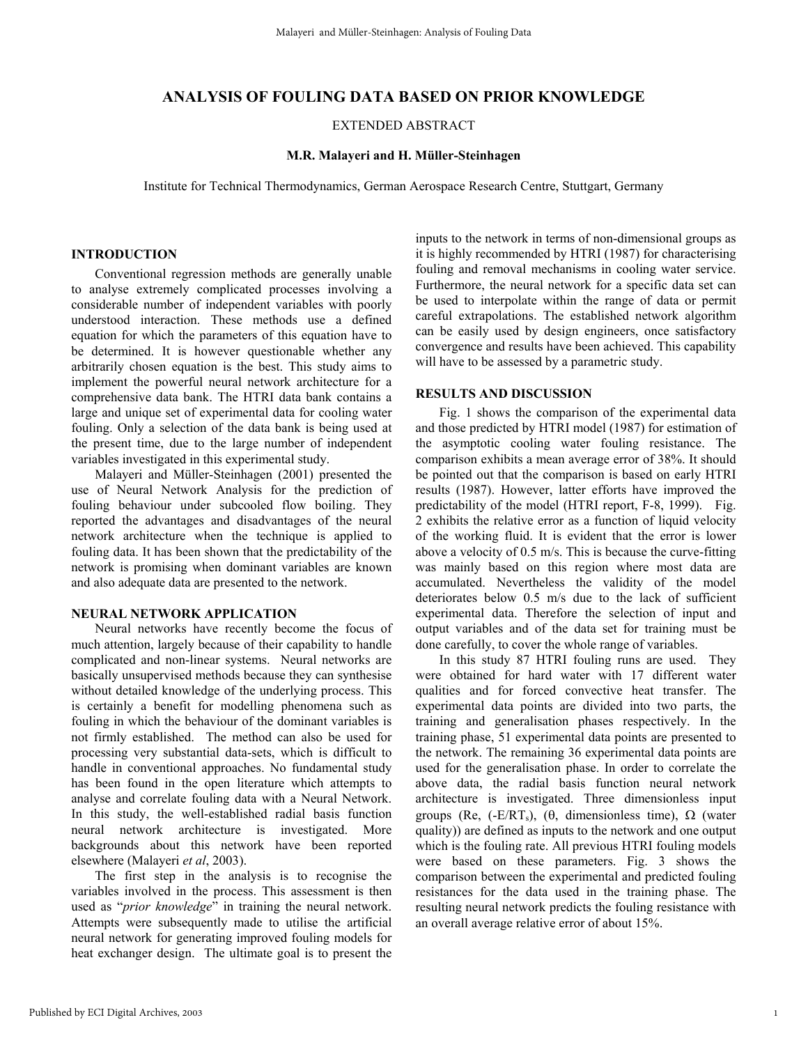# ANALYSIS OF FOULING DATA BASED ON PRIOR KNOWLEDGE

EXTENDED ABSTRACT

**M.R. Malayeri and H. Müller-Steinhagen**

Institute for Technical Thermodynamics, German Aerospace Research Centre, Stuttgart, Germany

## INTRODUCTION

Conventional regression methods are generally unable to analyse extremely complicated processes involving a considerable number of independent variables with poorly understood interaction. These methods use a defined equation for which the parameters of this equation have to be determined. It is however questionable whether any arbitrarily chosen equation is the best. This study aims to implement the powerful neural network architecture for a comprehensive data bank. The HTRI data bank contains a large and unique set of experimental data for cooling water fouling. Only a selection of the data bank is being used at the present time, due to the large number of independent variables investigated in this experimental study.

Malayeri and Müller-Steinhagen (2001) presented the use of Neural Network Analysis for the prediction of fouling behaviour under subcooled flow boiling. They reported the advantages and disadvantages of the neural network architecture when the technique is applied to fouling data. It has been shown that the predictability of the network is promising when dominant variables are known and also adequate data are presented to the network.

## NEURAL NETWORK APPLICATION

Neural networks have recently become the focus of much attention, largely because of their capability to handle complicated and non-linear systems. Neural networks are basically unsupervised methods because they can synthesise without detailed knowledge of the underlying process. This is certainly a benefit for modelling phenomena such as fouling in which the behaviour of the dominant variables is not firmly established. The method can also be used for processing very substantial data-sets, which is difficult to handle in conventional approaches. No fundamental study has been found in the open literature which attempts to analyse and correlate fouling data with a Neural Network. In this study, the well-established radial basis function neural network architecture is investigated. More backgrounds about this network have been reported elsewhere (Malayeri *et al*, 2003).

The first step in the analysis is to recognise the variables involved in the process. This assessment is then used as "*prior knowledge*" in training the neural network. Attempts were subsequently made to utilise the artificial neural network for generating improved fouling models for heat exchanger design. The ultimate goal is to present the inputs to the network in terms of non-dimensional groups as it is highly recommended by HTRI (1987) for characterising fouling and removal mechanisms in cooling water service. Furthermore, the neural network for a specific data set can be used to interpolate within the range of data or permit careful extrapolations. The established network algorithm can be easily used by design engineers, once satisfactory convergence and results have been achieved. This capability will have to be assessed by a parametric study.

## RESULTS AND DISCUSSION

Fig. 1 shows the comparison of the experimental data and those predicted by HTRI model (1987) for estimation of the asymptotic cooling water fouling resistance. The comparison exhibits a mean average error of 38%. It should be pointed out that the comparison is based on early HTRI results (1987). However, latter efforts have improved the predictability of the model (HTRI report, F-8, 1999). Fig. 2 exhibits the relative error as a function of liquid velocity of the working fluid. It is evident that the error is lower above a velocity of 0.5 m/s. This is because the curve-fitting was mainly based on this region where most data are accumulated. Nevertheless the validity of the model deteriorates below 0.5 m/s due to the lack of sufficient experimental data. Therefore the selection of input and output variables and of the data set for training must be done carefully, to cover the whole range of variables.

In this study 87 HTRI fouling runs are used. They were obtained for hard water with 17 different water qualities and for forced convective heat transfer. The experimental data points are divided into two parts, the training and generalisation phases respectively. In the training phase, 51 experimental data points are presented to the network. The remaining 36 experimental data points are used for the generalisation phase. In order to correlate the above data, the radial basis function neural network architecture is investigated. Three dimensionless input groups (Re, ($-E/RT_s$), ($\theta$, dimensionless time), $\Omega$ (water quality)) are defined as inputs to the network and one output which is the fouling rate. All previous HTRI fouling models were based on these parameters. Fig. 3 shows the comparison between the experimental and predicted fouling resistances for the data used in the training phase. The resulting neural network predicts the fouling resistance with an overall average relative error of about 15%.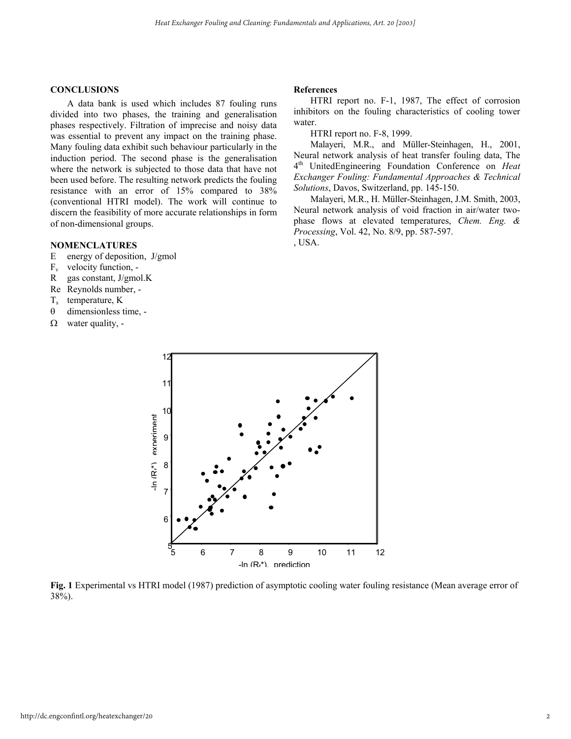## CONCLUSIONS

A data bank is used which includes 87 fouling runs divided into two phases, the training and generalisation phases respectively. Filtration of imprecise and noisy data was essential to prevent any impact on the training phase. Many fouling data exhibit such behaviour particularly in the induction period. The second phase is the generalisation where the network is subjected to those data that have not been used before. The resulting network predicts the fouling resistance with an error of 15% compared to 38% (conventional HTRI model). The work will continue to discern the feasibility of more accurate relationships in form of non-dimensional groups.

## NOMENCLATURES

- $E$ energy of deposition, J/gmol
- $F_v$ velocity function, -
- $R$ gas constant, J/gmol.K
- $Re$ Reynolds number, -
- $T_s$ temperature, K
- $\theta$ dimensionless time, -
- $\Omega$ water quality, -

## References

HTRI report no. F-1, 1987, The effect of corrosion inhibitors on the fouling characteristics of cooling tower water.

HTRI report no. F-8, 1999.

Malayeri, M.R., and Müller-Steinhagen, H., 2001, Neural network analysis of heat transfer fouling data, The 4th UnitedEngineering Foundation Conference on *Heat Exchanger Fouling: Fundamental Approaches & Technical Solutions*, Davos, Switzerland, pp. 145-150.

Malayeri, M.R., H. Müller-Steinhagen, J.M. Smith, 2003, Neural network analysis of void fraction in air/water two-phase flows at elevated temperatures, *Chem. Eng. & Processing*, Vol. 42, No. 8/9, pp. 587-597.

, USA.

**Fig. 1** Experimental vs HTRI model (1987) prediction of asymptotic cooling water fouling resistance (Mean average error of 38%).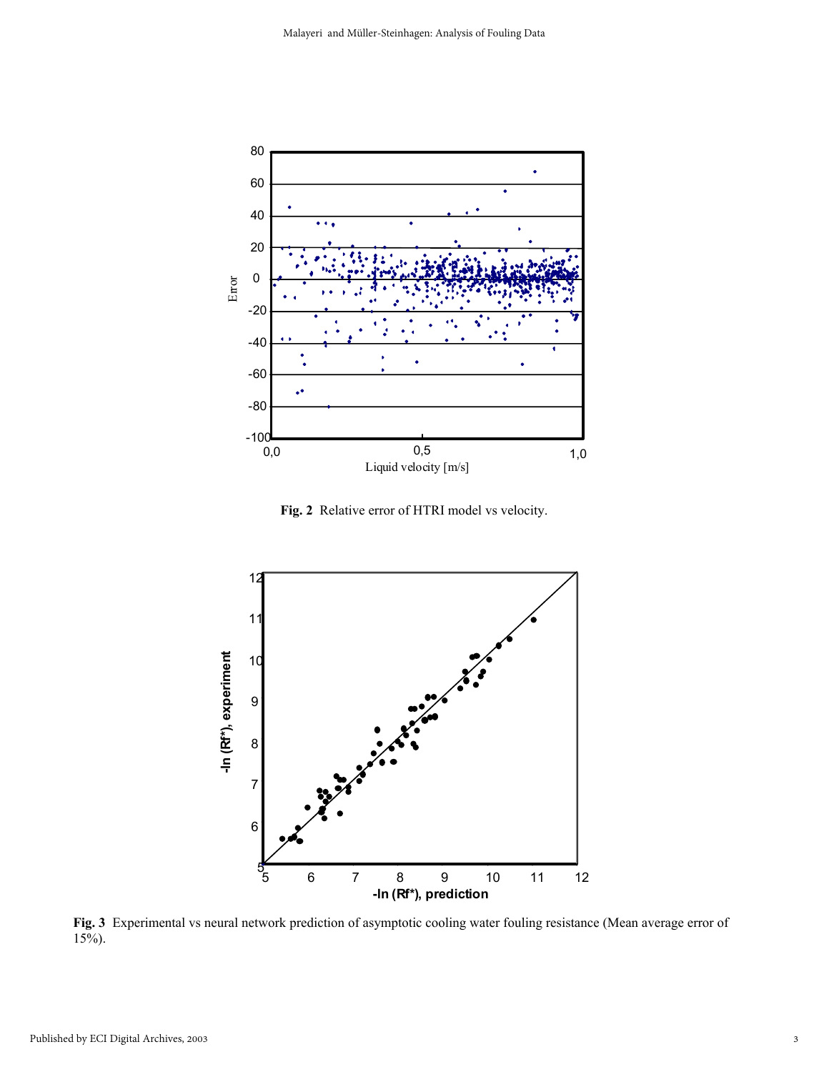80
60
40
20
0
-20
-40
-60
-80
-100

Error

0,0
0,5
1,0

Liquid velocity [m/s]

**Fig. 2** Relative error of HTRI model vs velocity.

12
11
10
9
8
7
6
5

**-ln (Rf\*), experiment**

5 6 7 8 9 10 11 12

**-ln (Rf\*), prediction**

**Fig. 3** Experimental vs neural network prediction of asymptotic cooling water fouling resistance (Mean average error of 15%).